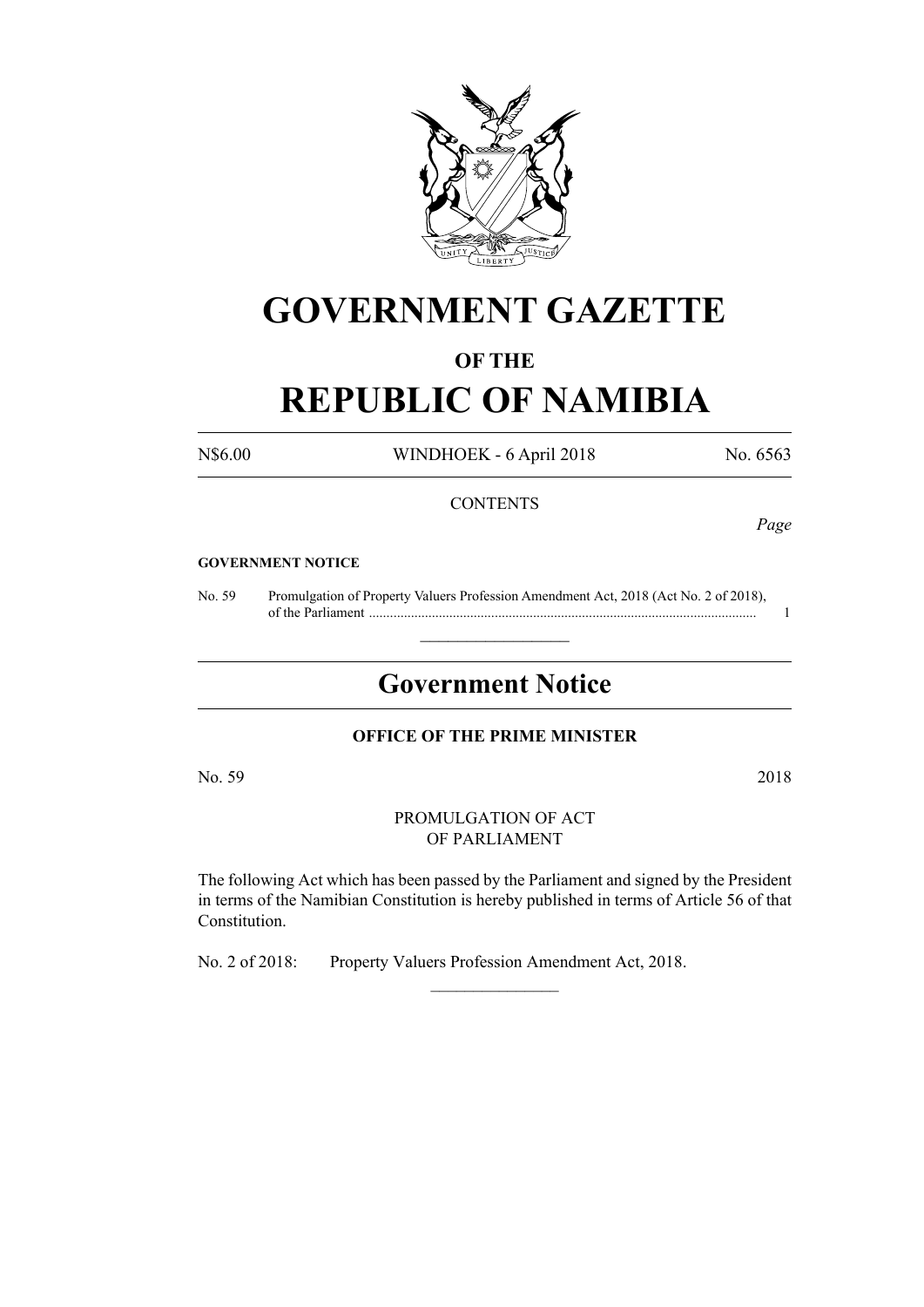# GOVERNMENT GAZETTE

## OF THE

# REPUBLIC OF NAMIBIA

N$6.00 WINDHOEK - 6 April 2018 No. 6563

CONTENTS

*Page*

**GOVERNMENT NOTICE**

No. 59 Promulgation of Property Valuers Profession Amendment Act, 2018 (Act No. 2 of 2018), of the Parliament ............................................................................................................... 1

---

## Government Notice

**OFFICE OF THE PRIME MINISTER**

No. 59 2018

PROMULGATION OF ACT
OF PARLIAMENT

The following Act which has been passed by the Parliament and signed by the President in terms of the Namibian Constitution is hereby published in terms of Article 56 of that Constitution.

No. 2 of 2018: Property Valuers Profession Amendment Act, 2018.

---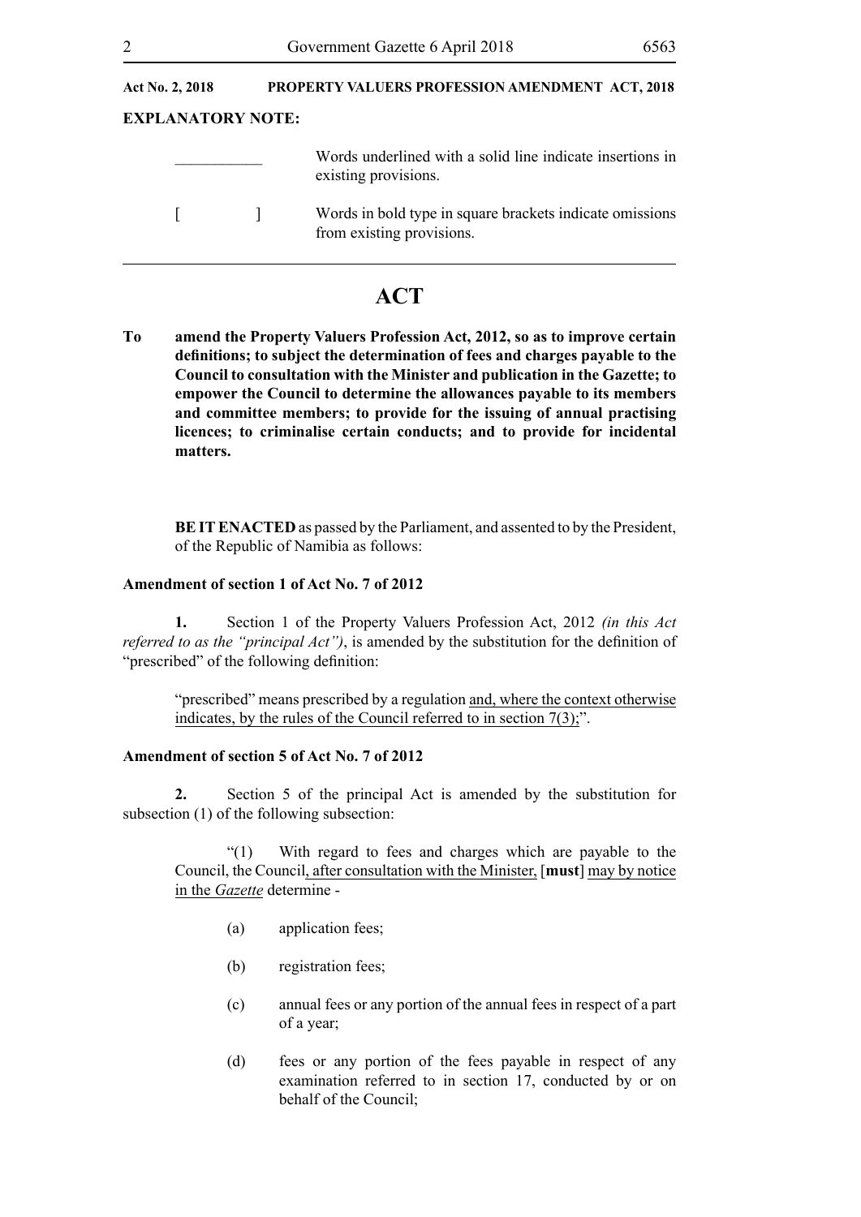**Act No. 2, 2018 PROPERTY VALUERS PROFESSION AMENDMENT ACT, 2018**

**EXPLANATORY NOTE:**

| | |
|---|---|
| ___________ | Words underlined with a solid line indicate insertions in existing provisions. |
| [ ] | Words in bold type in square brackets indicate omissions from existing provisions. |

# ACT

**To amend the Property Valuers Profession Act, 2012, so as to improve certain definitions; to subject the determination of fees and charges payable to the Council to consultation with the Minister and publication in the Gazette; to empower the Council to determine the allowances payable to its members and committee members; to provide for the issuing of annual practising licences; to criminalise certain conducts; and to provide for incidental matters.**

**BE IT ENACTED** as passed by the Parliament, and assented to by the President, of the Republic of Namibia as follows:

### Amendment of section 1 of Act No. 7 of 2012

**1.** Section 1 of the Property Valuers Profession Act, 2012 *(in this Act referred to as the "principal Act")*, is amended by the substitution for the definition of "prescribed" of the following definition:

"prescribed" means prescribed by a regulation <u>and, where the context otherwise indicates, by the rules of the Council referred to in section 7(3);</u>".

### Amendment of section 5 of Act No. 7 of 2012

**2.** Section 5 of the principal Act is amended by the substitution for subsection (1) of the following subsection:

"(1) With regard to fees and charges which are payable to the Council, the Council<u>, after consultation with the Minister,</u> [**must**] <u>may by notice in the *Gazette*</u> determine -

(a) application fees;

(b) registration fees;

(c) annual fees or any portion of the annual fees in respect of a part of a year;

(d) fees or any portion of the fees payable in respect of any examination referred to in section 17, conducted by or on behalf of the Council;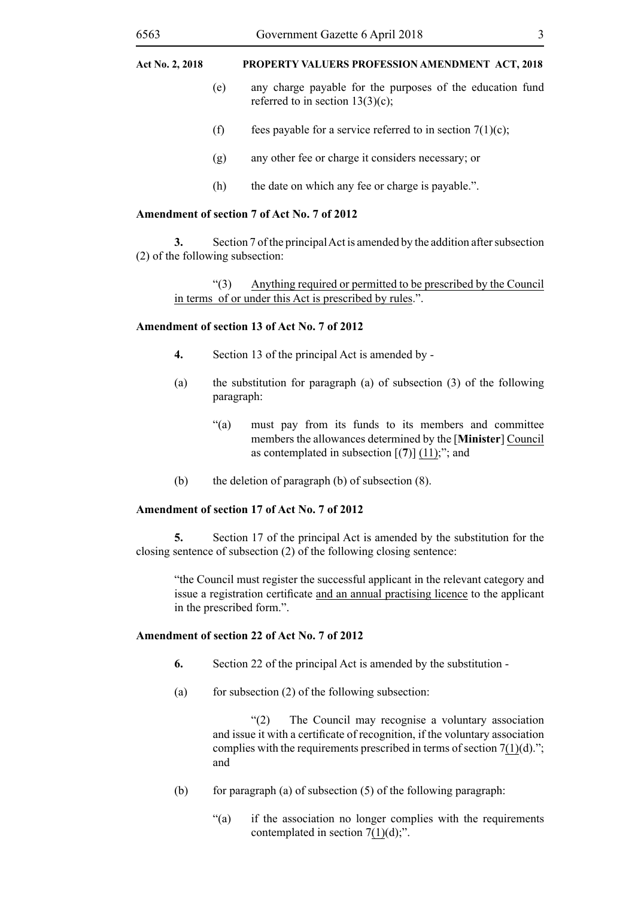(e) any charge payable for the purposes of the education fund referred to in section 13(3)(c);

(f) fees payable for a service referred to in section 7(1)(c);

(g) any other fee or charge it considers necessary; or

(h) the date on which any fee or charge is payable.".

**Amendment of section 7 of Act No. 7 of 2012**

**3.** Section 7 of the principal Act is amended by the addition after subsection (2) of the following subsection:

"(3) <u>Anything required or permitted to be prescribed by the Council in terms of or under this Act is prescribed by rules</u>.".

**Amendment of section 13 of Act No. 7 of 2012**

**4.** Section 13 of the principal Act is amended by -

(a) the substitution for paragraph (a) of subsection (3) of the following paragraph:

"(a) must pay from its funds to its members and committee members the allowances determined by the [**Minister**] <u>Council</u> as contemplated in subsection [(**7**)] <u>(11)</u>;"; and

(b) the deletion of paragraph (b) of subsection (8).

**Amendment of section 17 of Act No. 7 of 2012**

**5.** Section 17 of the principal Act is amended by the substitution for the closing sentence of subsection (2) of the following closing sentence:

"the Council must register the successful applicant in the relevant category and issue a registration certificate <u>and an annual practising licence</u> to the applicant in the prescribed form.".

**Amendment of section 22 of Act No. 7 of 2012**

**6.** Section 22 of the principal Act is amended by the substitution -

(a) for subsection (2) of the following subsection:

"(2) The Council may recognise a voluntary association and issue it with a certificate of recognition, if the voluntary association complies with the requirements prescribed in terms of section 7<u>(1)</u>(d)."; and

(b) for paragraph (a) of subsection (5) of the following paragraph:

"(a) if the association no longer complies with the requirements contemplated in section 7<u>(1)</u>(d);".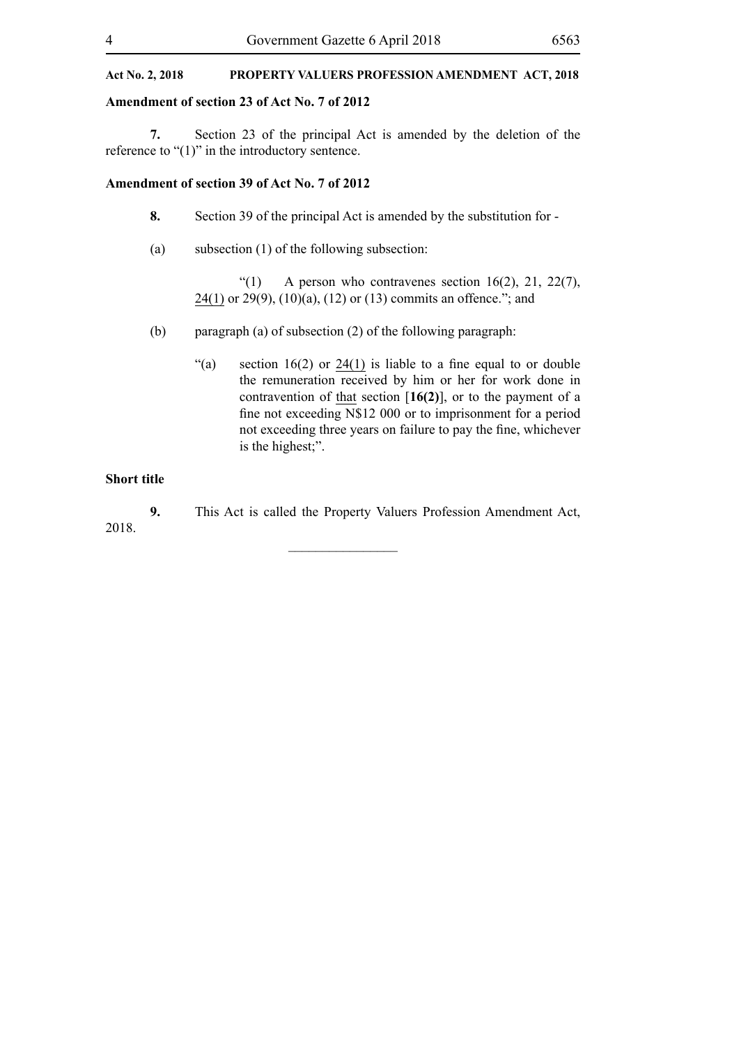**Amendment of section 23 of Act No. 7 of 2012**

**7.** Section 23 of the principal Act is amended by the deletion of the reference to "(1)" in the introductory sentence.

**Amendment of section 39 of Act No. 7 of 2012**

**8.** Section 39 of the principal Act is amended by the substitution for -

(a) subsection (1) of the following subsection:

"(1) A person who contravenes section 16(2), 21, 22(7), 24(1) or 29(9), (10)(a), (12) or (13) commits an offence."; and

(b) paragraph (a) of subsection (2) of the following paragraph:

"(a) section 16(2) or 24(1) is liable to a fine equal to or double the remuneration received by him or her for work done in contravention of that section [**16(2)**], or to the payment of a fine not exceeding N$12 000 or to imprisonment for a period not exceeding three years on failure to pay the fine, whichever is the highest;".

**Short title**

**9.** This Act is called the Property Valuers Profession Amendment Act, 2018.

________________